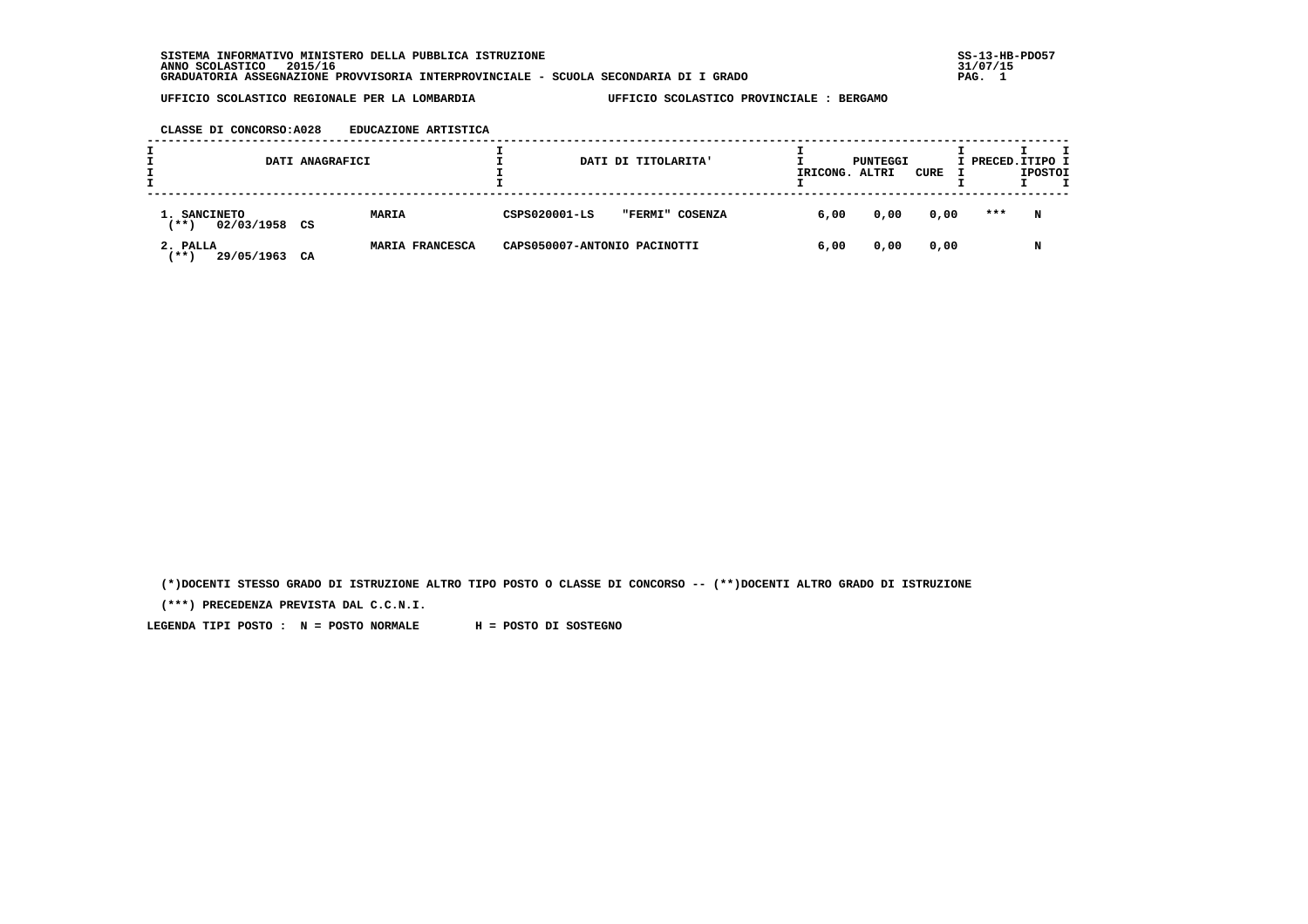SISTEMA INFORMATIVO MINISTERO DELLA PUBBLICA ISTRUZIONE
ANNO SCOLASTICO 2015/16
GRADUATORIA ASSEGNAZIONE PROVVISORIA INTERPROVINCIALE - SCUOLA SECONDARIA DI I GRADO

SS-13-HB-PDO57
31/07/15

UFFICIO SCOLASTICO REGIONALE PER LA LOMBARDIA — UFFICIO SCOLASTICO PROVINCIALE : BERGAMO

CLASSE DI CONCORSO:A028 EDUCAZIONE ARTISTICA

| DATI ANAGRAFICI | | DATI DI TITOLARITA' | | PUNTEGGI IRICONG. | ALTRI | CURE | PRECED. | TIPO POSTO |
|---|---|---|---|---|---|---|---|---|
| 1. SANCINETO (**) 02/03/1958 CS | MARIA | CSPS020001-LS | "FERMI" COSENZA | 6,00 | 0,00 | 0,00 | *** | N |
| 2. PALLA (**) 29/05/1963 CA | MARIA FRANCESCA | CAPS050007-ANTONIO PACINOTTI | | 6,00 | 0,00 | 0,00 | | N |

(*)DOCENTI STESSO GRADO DI ISTRUZIONE ALTRO TIPO POSTO O CLASSE DI CONCORSO -- (**)DOCENTI ALTRO GRADO DI ISTRUZIONE

(***) PRECEDENZA PREVISTA DAL C.C.N.I.

LEGENDA TIPI POSTO : N = POSTO NORMALE H = POSTO DI SOSTEGNO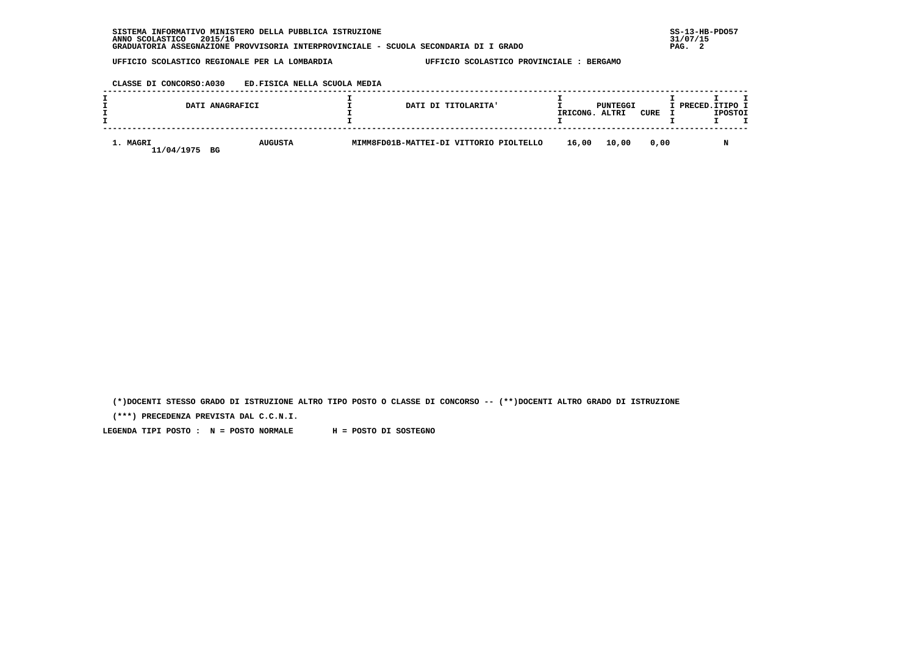SISTEMA INFORMATIVO MINISTERO DELLA PUBBLICA ISTRUZIONE
ANNO SCOLASTICO 2015/16
GRADUATORIA ASSEGNAZIONE PROVVISORIA INTERPROVINCIALE - SCUOLA SECONDARIA DI I GRADO

SS-13-HB-PDO57
31/07/15

UFFICIO SCOLASTICO REGIONALE PER LA LOMBARDIA — UFFICIO SCOLASTICO PROVINCIALE : BERGAMO

CLASSE DI CONCORSO:A030 ED.FISICA NELLA SCUOLA MEDIA

| DATI ANAGRAFICI | | DATI DI TITOLARITA' | PUNTEGGI RICONG. | PUNTEGGI ALTRI | PUNTEGGI CURE | PRECED. | TIPO POSTO |
|---|---|---|---|---|---|---|---|
| 1. MAGRI 11/04/1975 BG | AUGUSTA | MIMM8FD01B-MATTEI-DI VITTORIO PIOLTELLO | 16,00 | 10,00 | 0,00 | | N |

(*)DOCENTI STESSO GRADO DI ISTRUZIONE ALTRO TIPO POSTO O CLASSE DI CONCORSO -- (**)DOCENTI ALTRO GRADO DI ISTRUZIONE

(***) PRECEDENZA PREVISTA DAL C.C.N.I.

LEGENDA TIPI POSTO : N = POSTO NORMALE H = POSTO DI SOSTEGNO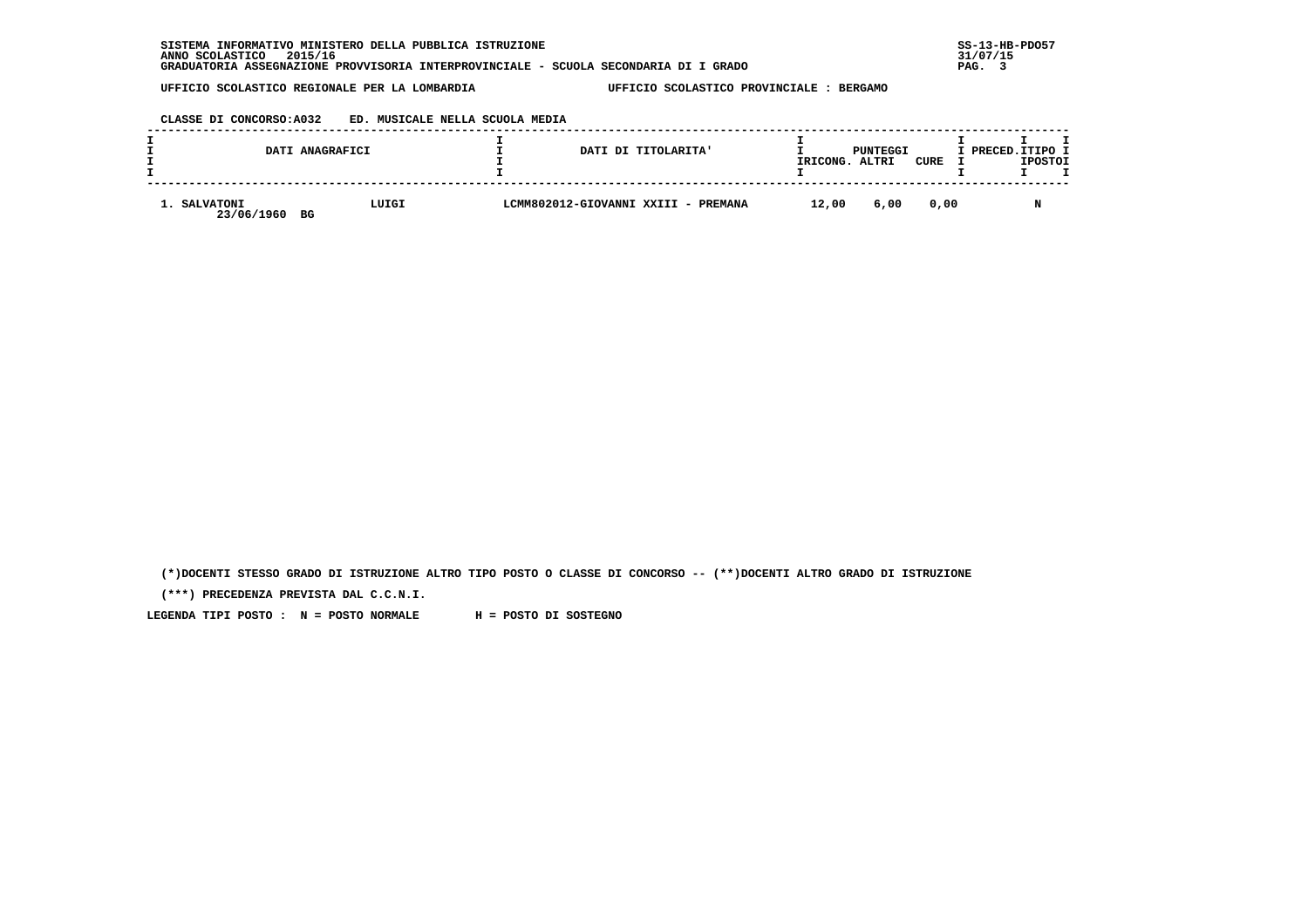SISTEMA INFORMATIVO MINISTERO DELLA PUBBLICA ISTRUZIONE
ANNO SCOLASTICO 2015/16
GRADUATORIA ASSEGNAZIONE PROVVISORIA INTERPROVINCIALE - SCUOLA SECONDARIA DI I GRADO

SS-13-HB-PDO57
31/07/15

UFFICIO SCOLASTICO REGIONALE PER LA LOMBARDIA — UFFICIO SCOLASTICO PROVINCIALE : BERGAMO

CLASSE DI CONCORSO:A032 ED. MUSICALE NELLA SCUOLA MEDIA

| DATI ANAGRAFICI | | DATI DI TITOLARITA' | PUNTEGGI RICONG. | PUNTEGGI ALTRI | PUNTEGGI CURE | PRECED. | TIPO POSTO |
|---|---|---|---|---|---|---|---|
| 1. SALVATONI 23/06/1960 BG | LUIGI | LCMM802012-GIOVANNI XXIII - PREMANA | 12,00 | 6,00 | 0,00 | | N |

(*)DOCENTI STESSO GRADO DI ISTRUZIONE ALTRO TIPO POSTO O CLASSE DI CONCORSO -- (**)DOCENTI ALTRO GRADO DI ISTRUZIONE

(***) PRECEDENZA PREVISTA DAL C.C.N.I.

LEGENDA TIPI POSTO : N = POSTO NORMALE H = POSTO DI SOSTEGNO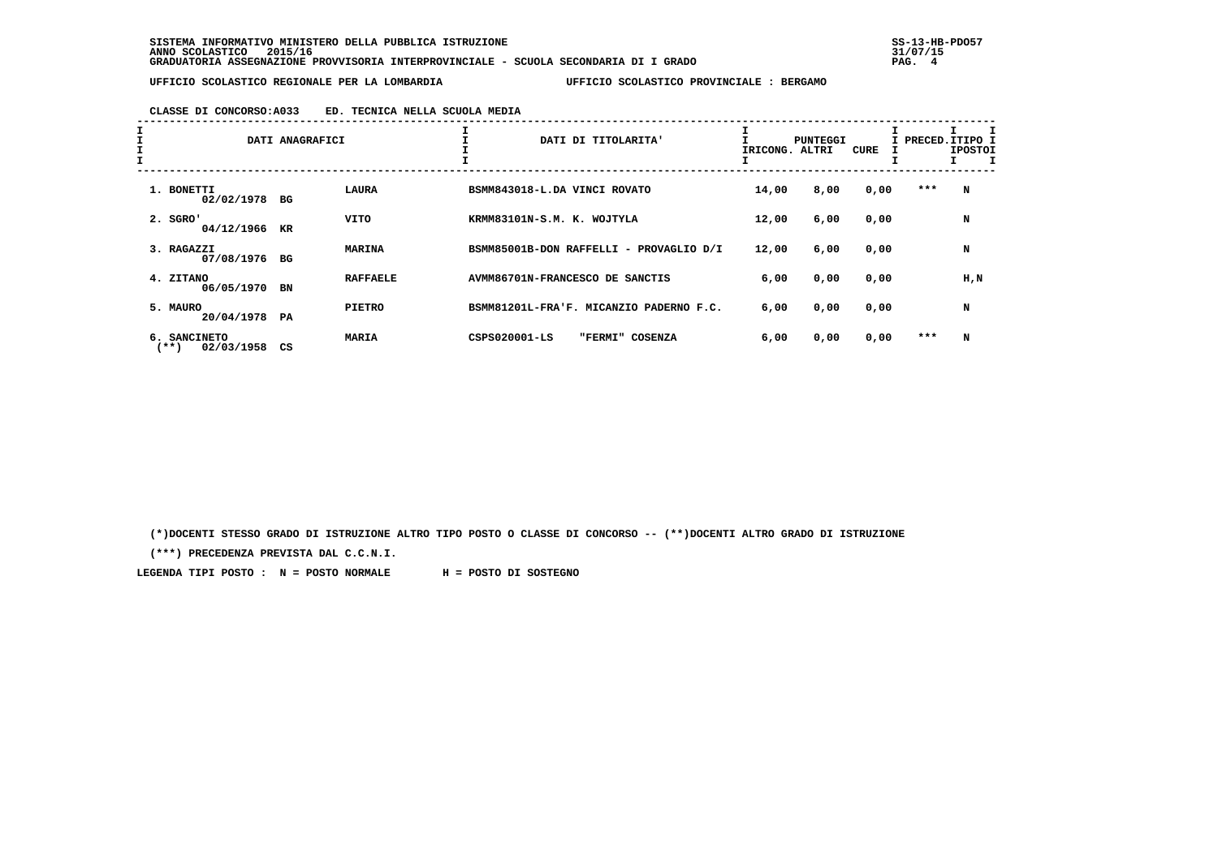SISTEMA INFORMATIVO MINISTERO DELLA PUBBLICA ISTRUZIONE
ANNO SCOLASTICO 2015/16
GRADUATORIA ASSEGNAZIONE PROVVISORIA INTERPROVINCIALE - SCUOLA SECONDARIA DI I GRADO

SS-13-HB-PDO57
31/07/15

UFFICIO SCOLASTICO REGIONALE PER LA LOMBARDIA    UFFICIO SCOLASTICO PROVINCIALE : BERGAMO

CLASSE DI CONCORSO:A033    ED. TECNICA NELLA SCUOLA MEDIA

| DATI ANAGRAFICI | | | DATI DI TITOLARITA' | PUNTEGGI RICONG. | PUNTEGGI ALTRI | PUNTEGGI CURE | PRECED. | TIPO POSTO |
|---|---|---|---|---|---|---|---|---|
| 1. BONETTI 02/02/1978 | BG | LAURA | BSMM843018-L.DA VINCI ROVATO | 14,00 | 8,00 | 0,00 | *** | N |
| 2. SGRO' 04/12/1966 | KR | VITO | KRMM83101N-S.M. K. WOJTYLA | 12,00 | 6,00 | 0,00 | | N |
| 3. RAGAZZI 07/08/1976 | BG | MARINA | BSMM85001B-DON RAFFELLI - PROVAGLIO D/I | 12,00 | 6,00 | 0,00 | | N |
| 4. ZITANO 06/05/1970 | BN | RAFFAELE | AVMM86701N-FRANCESCO DE SANCTIS | 6,00 | 0,00 | 0,00 | | H,N |
| 5. MAURO 20/04/1978 | PA | PIETRO | BSMM81201L-FRA'F. MICANZIO PADERNO F.C. | 6,00 | 0,00 | 0,00 | | N |
| 6. SANCINETO (**) 02/03/1958 | CS | MARIA | CSPS020001-LS "FERMI" COSENZA | 6,00 | 0,00 | 0,00 | *** | N |

(*)DOCENTI STESSO GRADO DI ISTRUZIONE ALTRO TIPO POSTO O CLASSE DI CONCORSO -- (**)DOCENTI ALTRO GRADO DI ISTRUZIONE

(***) PRECEDENZA PREVISTA DAL C.C.N.I.

LEGENDA TIPI POSTO : N = POSTO NORMALE    H = POSTO DI SOSTEGNO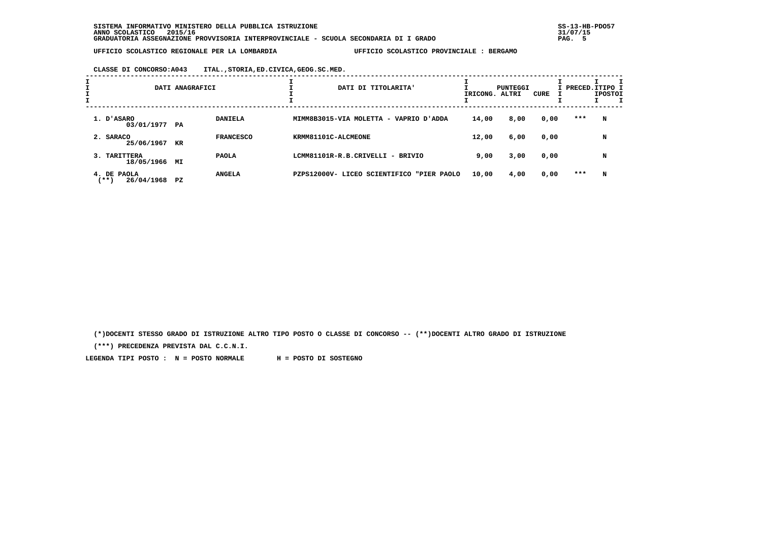SISTEMA INFORMATIVO MINISTERO DELLA PUBBLICA ISTRUZIONE
ANNO SCOLASTICO 2015/16
GRADUATORIA ASSEGNAZIONE PROVVISORIA INTERPROVINCIALE - SCUOLA SECONDARIA DI I GRADO

SS-13-HB-PDO57
31/07/15

UFFICIO SCOLASTICO REGIONALE PER LA LOMBARDIA — UFFICIO SCOLASTICO PROVINCIALE : BERGAMO

CLASSE DI CONCORSO:A043 ITAL.,STORIA,ED.CIVICA,GEOG.SC.MED.

| DATI ANAGRAFICI | | | DATI DI TITOLARITA' | PUNTEGGI RICONG. | ALTRI | CURE | PRECED. | TIPO POSTO |
|---|---|---|---|---|---|---|---|---|
| 1. D'ASARO 03/01/1977 | PA | DANIELA | MIMM8B3015-VIA MOLETTA - VAPRIO D'ADDA | 14,00 | 8,00 | 0,00 | *** | N |
| 2. SARACO 25/06/1967 | KR | FRANCESCO | KRMM81101C-ALCMEONE | 12,00 | 6,00 | 0,00 | | N |
| 3. TARITTERA 18/05/1966 | MI | PAOLA | LCMM81101R-R.B.CRIVELLI - BRIVIO | 9,00 | 3,00 | 0,00 | | N |
| 4. DE PAOLA (**) 26/04/1968 | PZ | ANGELA | PZPS12000V- LICEO SCIENTIFICO "PIER PAOLO | 10,00 | 4,00 | 0,00 | *** | N |

(*)DOCENTI STESSO GRADO DI ISTRUZIONE ALTRO TIPO POSTO O CLASSE DI CONCORSO -- (**)DOCENTI ALTRO GRADO DI ISTRUZIONE

(***) PRECEDENZA PREVISTA DAL C.C.N.I.

LEGENDA TIPI POSTO : N = POSTO NORMALE H = POSTO DI SOSTEGNO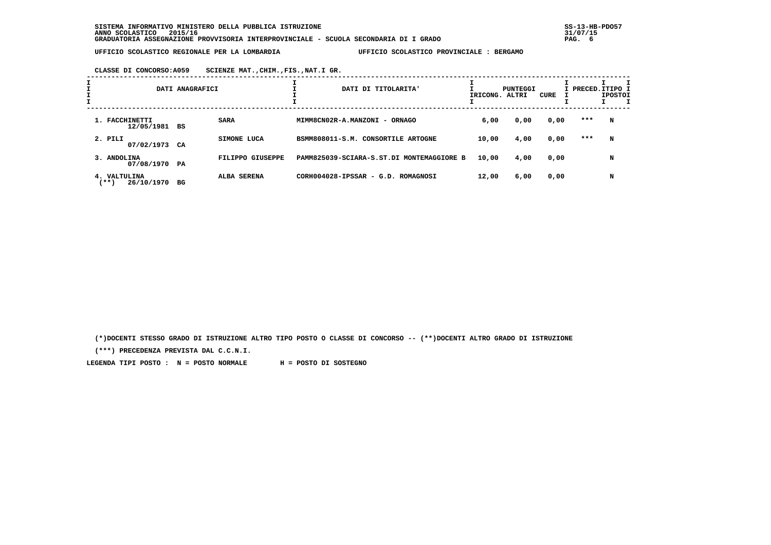SISTEMA INFORMATIVO MINISTERO DELLA PUBBLICA ISTRUZIONE
ANNO SCOLASTICO 2015/16
GRADUATORIA ASSEGNAZIONE PROVVISORIA INTERPROVINCIALE - SCUOLA SECONDARIA DI I GRADO

UFFICIO SCOLASTICO REGIONALE PER LA LOMBARDIA — UFFICIO SCOLASTICO PROVINCIALE : BERGAMO

CLASSE DI CONCORSO:A059 SCIENZE MAT.,CHIM.,FIS.,NAT.I GR.

| DATI ANAGRAFICI | | | DATI DI TITOLARITA' | PUNTEGGI RICONG. | ALTRI | CURE | PRECED. | TIPO POSTO |
|---|---|---|---|---|---|---|---|---|
| 1. FACCHINETTI 12/05/1981 | BS | SARA | MIMM8CN02R-A.MANZONI - ORNAGO | 6,00 | 0,00 | 0,00 | *** | N |
| 2. PILI 07/02/1973 | CA | SIMONE LUCA | BSMM808011-S.M. CONSORTILE ARTOGNE | 10,00 | 4,00 | 0,00 | *** | N |
| 3. ANDOLINA 07/08/1970 | PA | FILIPPO GIUSEPPE | PAMM825039-SCIARA-S.ST.DI MONTEMAGGIORE B | 10,00 | 4,00 | 0,00 | | N |
| 4. VALTULINA (**) 26/10/1970 | BG | ALBA SERENA | CORH004028-IPSSAR - G.D. ROMAGNOSI | 12,00 | 6,00 | 0,00 | | N |

(*)DOCENTI STESSO GRADO DI ISTRUZIONE ALTRO TIPO POSTO O CLASSE DI CONCORSO -- (**)DOCENTI ALTRO GRADO DI ISTRUZIONE

(***) PRECEDENZA PREVISTA DAL C.C.N.I.

LEGENDA TIPI POSTO : N = POSTO NORMALE H = POSTO DI SOSTEGNO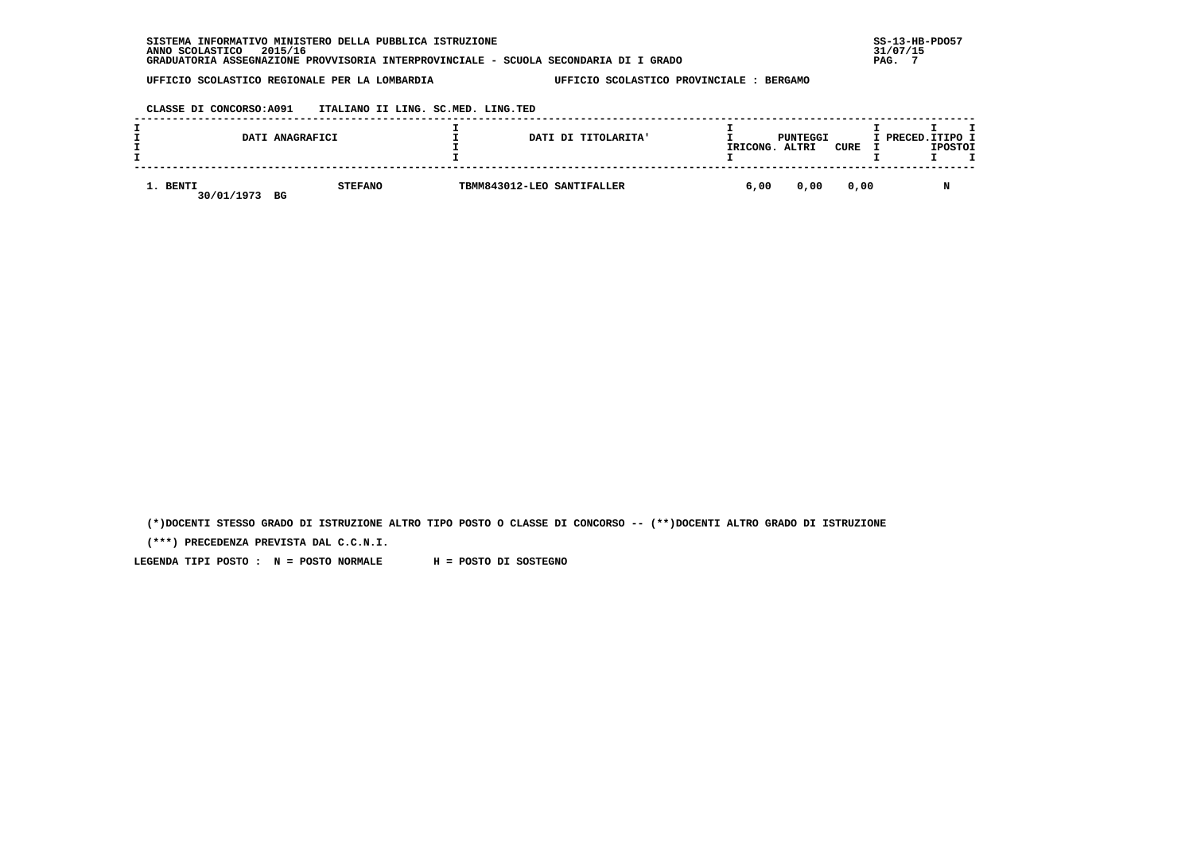SISTEMA INFORMATIVO MINISTERO DELLA PUBBLICA ISTRUZIONE
ANNO SCOLASTICO 2015/16
GRADUATORIA ASSEGNAZIONE PROVVISORIA INTERPROVINCIALE - SCUOLA SECONDARIA DI I GRADO

SS-13-HB-PDO57
31/07/15

UFFICIO SCOLASTICO REGIONALE PER LA LOMBARDIA    UFFICIO SCOLASTICO PROVINCIALE : BERGAMO

CLASSE DI CONCORSO:A091    ITALIANO II LING. SC.MED. LING.TED

| DATI ANAGRAFICI | | DATI DI TITOLARITA' | PUNTEGGI RICONG. | ALTRI | CURE | PRECED. | TIPO POSTO |
|---|---|---|---|---|---|---|---|
| 1. BENTI 30/01/1973 BG | STEFANO | TBMM843012-LEO SANTIFALLER | 6,00 | 0,00 | 0,00 | | N |

(*)DOCENTI STESSO GRADO DI ISTRUZIONE ALTRO TIPO POSTO O CLASSE DI CONCORSO -- (**)DOCENTI ALTRO GRADO DI ISTRUZIONE

(***) PRECEDENZA PREVISTA DAL C.C.N.I.

LEGENDA TIPI POSTO : N = POSTO NORMALE H = POSTO DI SOSTEGNO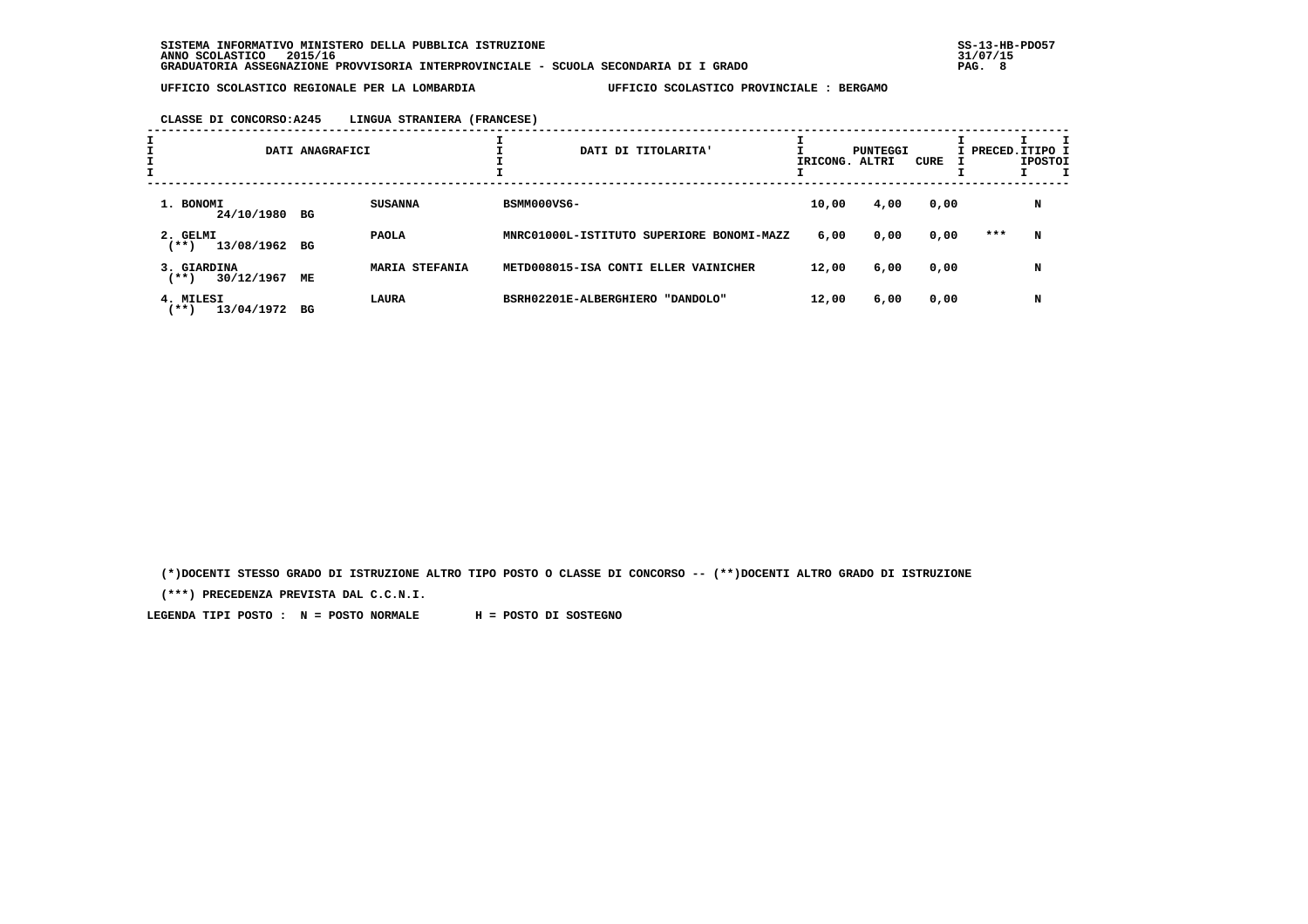SISTEMA INFORMATIVO MINISTERO DELLA PUBBLICA ISTRUZIONE
ANNO SCOLASTICO 2015/16
GRADUATORIA ASSEGNAZIONE PROVVISORIA INTERPROVINCIALE - SCUOLA SECONDARIA DI I GRADO

UFFICIO SCOLASTICO REGIONALE PER LA LOMBARDIA — UFFICIO SCOLASTICO PROVINCIALE : BERGAMO

CLASSE DI CONCORSO:A245 LINGUA STRANIERA (FRANCESE)

| DATI ANAGRAFICI | | | DATI DI TITOLARITA' | PUNTEGGI RICONG. | ALTRI | CURE | PRECED. | TIPO POSTO |
|---|---|---|---|---|---|---|---|---|
| 1. BONOMI 24/10/1980 | BG | SUSANNA | BSMM000VS6- | 10,00 | 4,00 | 0,00 | | N |
| 2. GELMI (**) 13/08/1962 | BG | PAOLA | MNRC01000L-ISTITUTO SUPERIORE BONOMI-MAZZ | 6,00 | 0,00 | 0,00 | *** | N |
| 3. GIARDINA (**) 30/12/1967 | ME | MARIA STEFANIA | METD008015-ISA CONTI ELLER VAINICHER | 12,00 | 6,00 | 0,00 | | N |
| 4. MILESI (**) 13/04/1972 | BG | LAURA | BSRH02201E-ALBERGHIERO "DANDOLO" | 12,00 | 6,00 | 0,00 | | N |

(*)DOCENTI STESSO GRADO DI ISTRUZIONE ALTRO TIPO POSTO O CLASSE DI CONCORSO -- (**)DOCENTI ALTRO GRADO DI ISTRUZIONE

(***) PRECEDENZA PREVISTA DAL C.C.N.I.

LEGENDA TIPI POSTO : N = POSTO NORMALE H = POSTO DI SOSTEGNO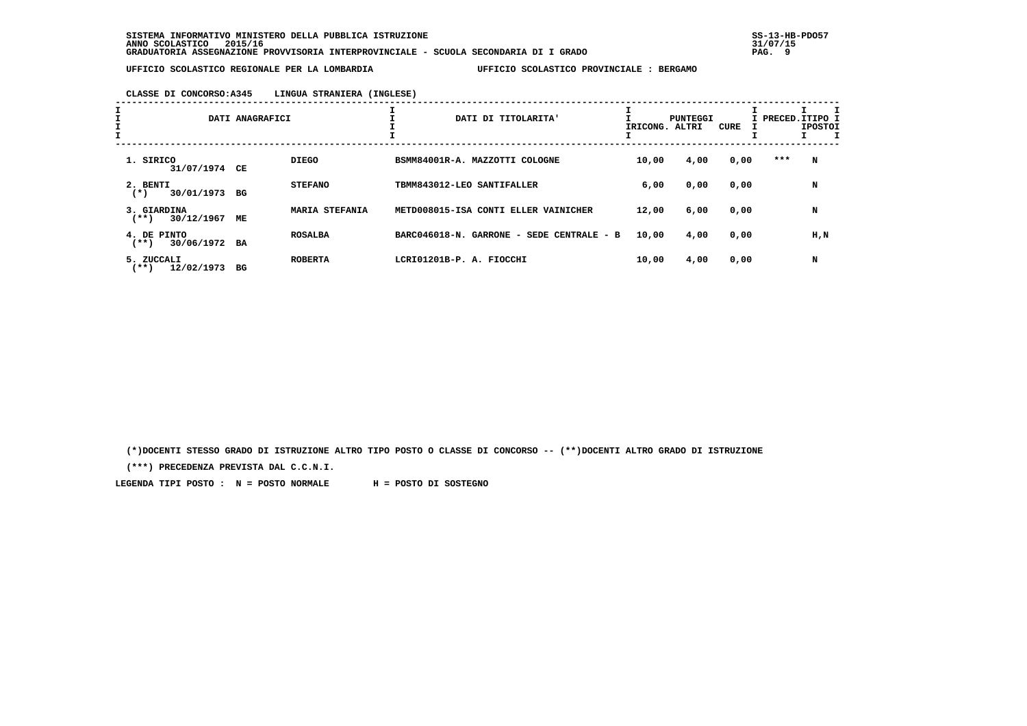SISTEMA INFORMATIVO MINISTERO DELLA PUBBLICA ISTRUZIONE
ANNO SCOLASTICO 2015/16
GRADUATORIA ASSEGNAZIONE PROVVISORIA INTERPROVINCIALE - SCUOLA SECONDARIA DI I GRADO

SS-13-HB-PDO57
31/07/15

UFFICIO SCOLASTICO REGIONALE PER LA LOMBARDIA — UFFICIO SCOLASTICO PROVINCIALE : BERGAMO

CLASSE DI CONCORSO:A345 LINGUA STRANIERA (INGLESE)

| DATI ANAGRAFICI | | | DATI DI TITOLARITA' | PUNTEGGI RICONG. | ALTRI | CURE | PRECED. | TIPO POSTO |
|---|---|---|---|---|---|---|---|---|
| 1. SIRICO 31/07/1974 | CE | DIEGO | BSMM84001R-A. MAZZOTTI COLOGNE | 10,00 | 4,00 | 0,00 | *** | N |
| 2. BENTI (*) 30/01/1973 | BG | STEFANO | TBMM843012-LEO SANTIFALLER | 6,00 | 0,00 | 0,00 | | N |
| 3. GIARDINA (**) 30/12/1967 | ME | MARIA STEFANIA | METD008015-ISA CONTI ELLER VAINICHER | 12,00 | 6,00 | 0,00 | | N |
| 4. DE PINTO (**) 30/06/1972 | BA | ROSALBA | BARC046018-N. GARRONE - SEDE CENTRALE - B | 10,00 | 4,00 | 0,00 | | H,N |
| 5. ZUCCALI (**) 12/02/1973 | BG | ROBERTA | LCRI01201B-P. A. FIOCCHI | 10,00 | 4,00 | 0,00 | | N |

(*)DOCENTI STESSO GRADO DI ISTRUZIONE ALTRO TIPO POSTO O CLASSE DI CONCORSO -- (**)DOCENTI ALTRO GRADO DI ISTRUZIONE

(***) PRECEDENZA PREVISTA DAL C.C.N.I.

LEGENDA TIPI POSTO : N = POSTO NORMALE H = POSTO DI SOSTEGNO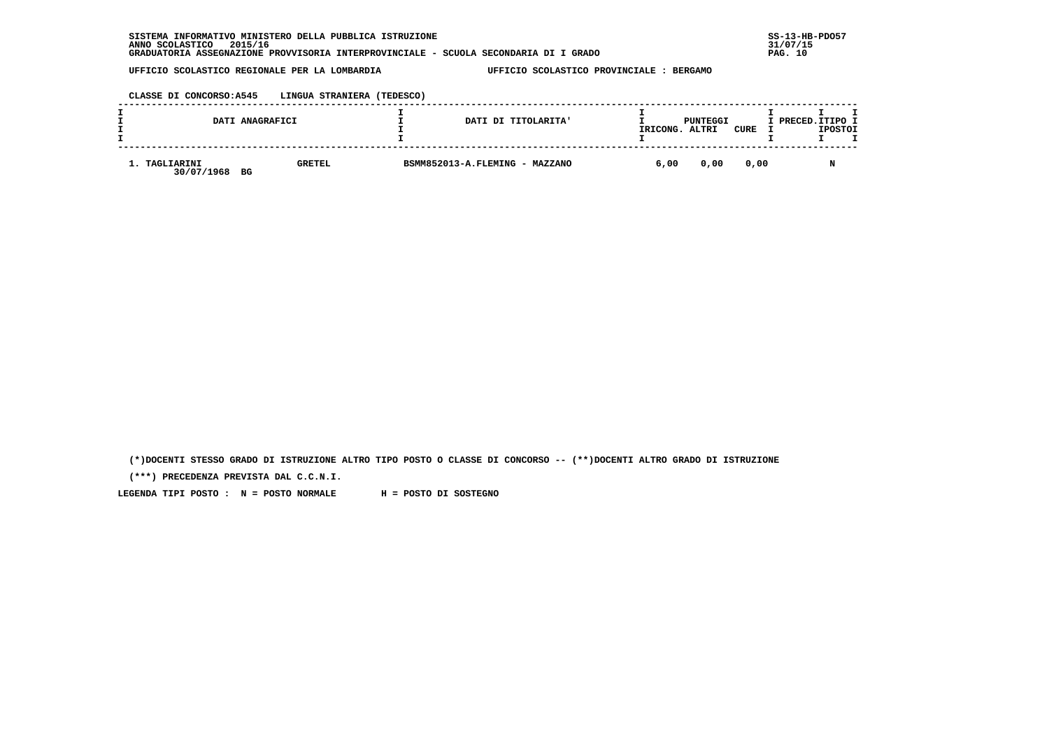SISTEMA INFORMATIVO MINISTERO DELLA PUBBLICA ISTRUZIONE
ANNO SCOLASTICO 2015/16
GRADUATORIA ASSEGNAZIONE PROVVISORIA INTERPROVINCIALE - SCUOLA SECONDARIA DI I GRADO

SS-13-HB-PDO57
31/07/15

UFFICIO SCOLASTICO REGIONALE PER LA LOMBARDIA    UFFICIO SCOLASTICO PROVINCIALE : BERGAMO

CLASSE DI CONCORSO:A545    LINGUA STRANIERA (TEDESCO)

| DATI ANAGRAFICI | | DATI DI TITOLARITA' | PUNTEGGI RICONG. | ALTRI | CURE | PRECED. | TIPO POSTO |
|---|---|---|---|---|---|---|---|
| 1. TAGLIARINI 30/07/1968 BG | GRETEL | BSMM852013-A.FLEMING - MAZZANO | 6,00 | 0,00 | 0,00 | | N |

(*)DOCENTI STESSO GRADO DI ISTRUZIONE ALTRO TIPO POSTO O CLASSE DI CONCORSO -- (**)DOCENTI ALTRO GRADO DI ISTRUZIONE

(***) PRECEDENZA PREVISTA DAL C.C.N.I.

LEGENDA TIPI POSTO : N = POSTO NORMALE H = POSTO DI SOSTEGNO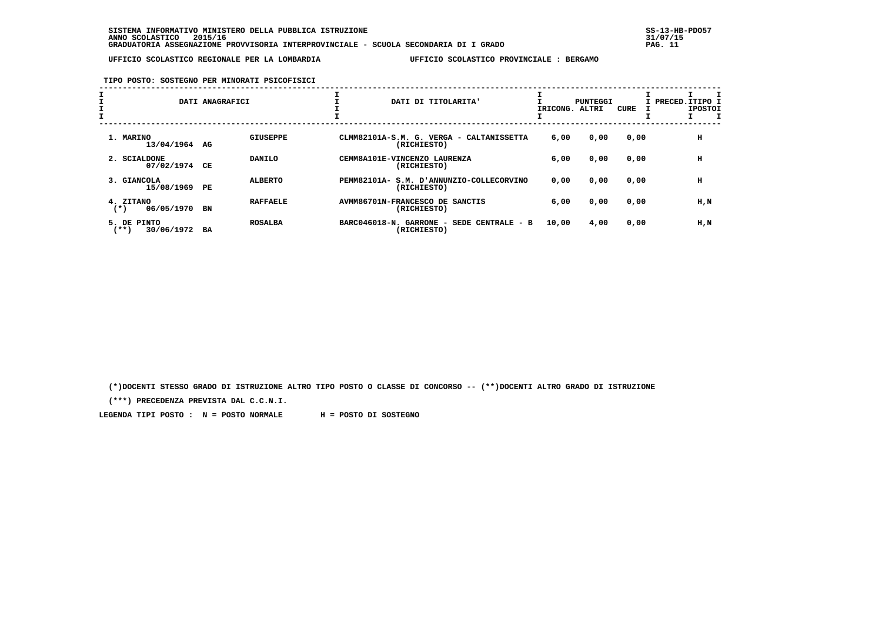SISTEMA INFORMATIVO MINISTERO DELLA PUBBLICA ISTRUZIONE
ANNO SCOLASTICO 2015/16
GRADUATORIA ASSEGNAZIONE PROVVISORIA INTERPROVINCIALE - SCUOLA SECONDARIA DI I GRADO

UFFICIO SCOLASTICO REGIONALE PER LA LOMBARDIA — UFFICIO SCOLASTICO PROVINCIALE : BERGAMO

TIPO POSTO: SOSTEGNO PER MINORATI PSICOFISICI

| DATI ANAGRAFICI | | | DATI DI TITOLARITA' | PUNTEGGI RICONG. | ALTRI | CURE | PRECED. | TIPO POSTO |
|---|---|---|---|---|---|---|---|---|
| 1. MARINO 13/04/1964 | AG | GIUSEPPE | CLMM82101A-S.M. G. VERGA - CALTANISSETTA (RICHIESTO) | 6,00 | 0,00 | 0,00 | | H |
| 2. SCIALDONE 07/02/1974 | CE | DANILO | CEMM8A101E-VINCENZO LAURENZA (RICHIESTO) | 6,00 | 0,00 | 0,00 | | H |
| 3. GIANCOLA 15/08/1969 | PE | ALBERTO | PEMM82101A- S.M. D'ANNUNZIO-COLLECORVINO (RICHIESTO) | 0,00 | 0,00 | 0,00 | | H |
| 4. ZITANO (*) 06/05/1970 | BN | RAFFAELE | AVMM86701N-FRANCESCO DE SANCTIS (RICHIESTO) | 6,00 | 0,00 | 0,00 | | H,N |
| 5. DE PINTO (**) 30/06/1972 | BA | ROSALBA | BARC046018-N. GARRONE - SEDE CENTRALE - B (RICHIESTO) | 10,00 | 4,00 | 0,00 | | H,N |

(*)DOCENTI STESSO GRADO DI ISTRUZIONE ALTRO TIPO POSTO O CLASSE DI CONCORSO -- (**)DOCENTI ALTRO GRADO DI ISTRUZIONE

(***) PRECEDENZA PREVISTA DAL C.C.N.I.

LEGENDA TIPI POSTO : N = POSTO NORMALE H = POSTO DI SOSTEGNO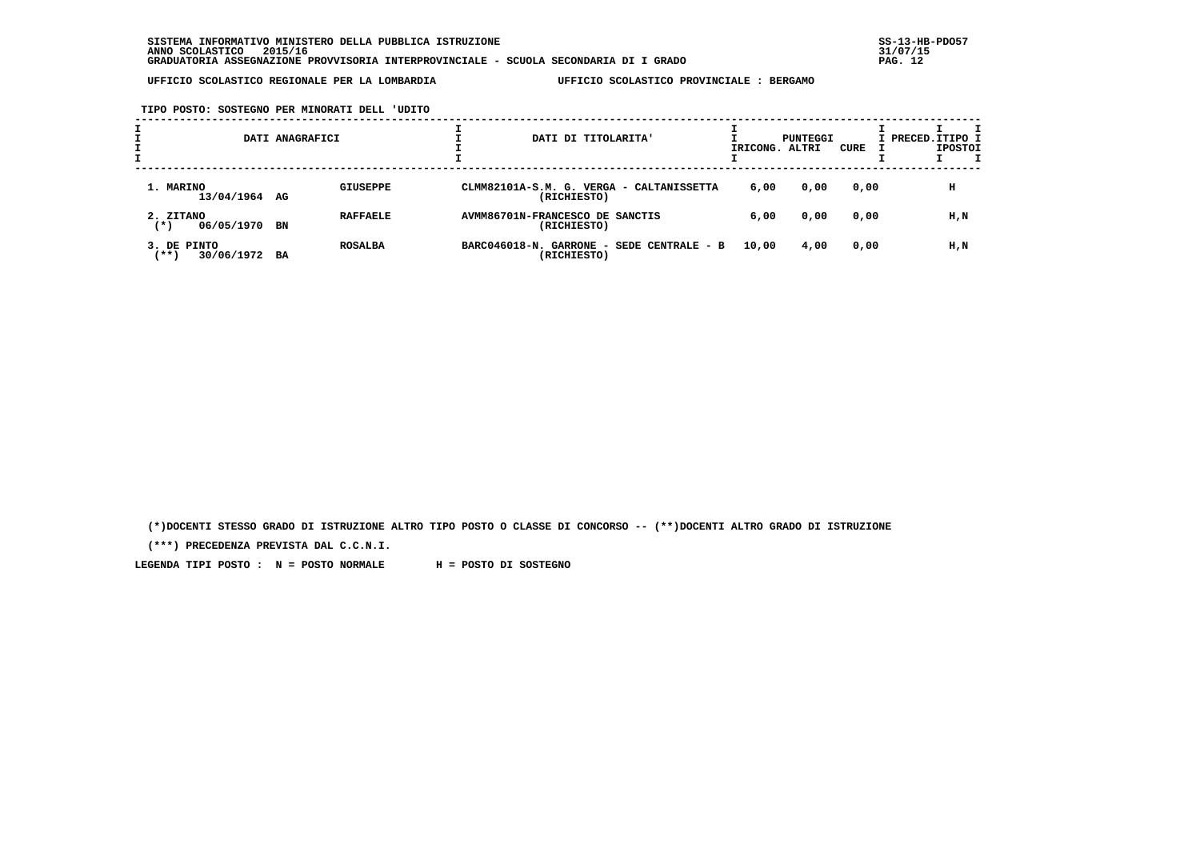SISTEMA INFORMATIVO MINISTERO DELLA PUBBLICA ISTRUZIONE
ANNO SCOLASTICO 2015/16
GRADUATORIA ASSEGNAZIONE PROVVISORIA INTERPROVINCIALE - SCUOLA SECONDARIA DI I GRADO

UFFICIO SCOLASTICO REGIONALE PER LA LOMBARDIA — UFFICIO SCOLASTICO PROVINCIALE : BERGAMO

**TIPO POSTO: SOSTEGNO PER MINORATI DELL 'UDITO**

| DATI ANAGRAFICI | | | DATI DI TITOLARITA' | PUNTEGGI RICONG. | ALTRI | CURE | PRECED. | TIPO POSTO |
|---|---|---|---|---|---|---|---|---|
| 1. MARINO 13/04/1964 | AG | GIUSEPPE | CLMM82101A-S.M. G. VERGA - CALTANISSETTA (RICHIESTO) | 6,00 | 0,00 | 0,00 | | H |
| 2. ZITANO (*) 06/05/1970 | BN | RAFFAELE | AVMM86701N-FRANCESCO DE SANCTIS (RICHIESTO) | 6,00 | 0,00 | 0,00 | | H,N |
| 3. DE PINTO (**) 30/06/1972 | BA | ROSALBA | BARC046018-N. GARRONE - SEDE CENTRALE - B (RICHIESTO) | 10,00 | 4,00 | 0,00 | | H,N |

(*)DOCENTI STESSO GRADO DI ISTRUZIONE ALTRO TIPO POSTO O CLASSE DI CONCORSO -- (**)DOCENTI ALTRO GRADO DI ISTRUZIONE

(***) PRECEDENZA PREVISTA DAL C.C.N.I.

LEGENDA TIPI POSTO : N = POSTO NORMALE H = POSTO DI SOSTEGNO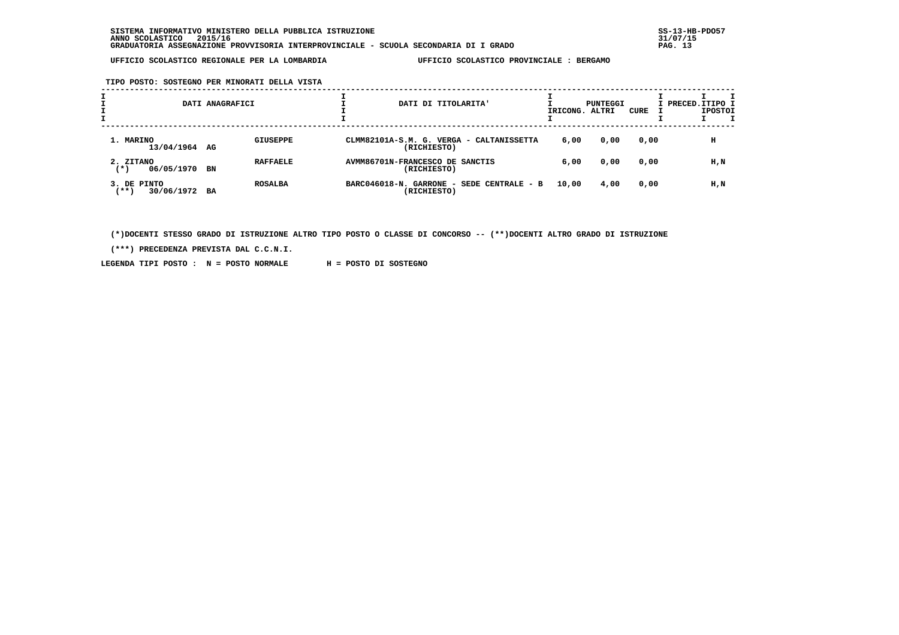SISTEMA INFORMATIVO MINISTERO DELLA PUBBLICA ISTRUZIONE
ANNO SCOLASTICO 2015/16
GRADUATORIA ASSEGNAZIONE PROVVISORIA INTERPROVINCIALE - SCUOLA SECONDARIA DI I GRADO

UFFICIO SCOLASTICO REGIONALE PER LA LOMBARDIA — UFFICIO SCOLASTICO PROVINCIALE : BERGAMO

TIPO POSTO: SOSTEGNO PER MINORATI DELLA VISTA

| DATI ANAGRAFICI | | | DATI DI TITOLARITA' | PUNTEGGI RICONG. | ALTRI | CURE | PRECED. | TIPO POSTO |
|---|---|---|---|---|---|---|---|---|
| 1. MARINO 13/04/1964 | AG | GIUSEPPE | CLMM82101A-S.M. G. VERGA - CALTANISSETTA (RICHIESTO) | 6,00 | 0,00 | 0,00 | | H |
| 2. ZITANO (*) 06/05/1970 | BN | RAFFAELE | AVMM86701N-FRANCESCO DE SANCTIS (RICHIESTO) | 6,00 | 0,00 | 0,00 | | H,N |
| 3. DE PINTO (**) 30/06/1972 | BA | ROSALBA | BARC046018-N. GARRONE - SEDE CENTRALE - B (RICHIESTO) | 10,00 | 4,00 | 0,00 | | H,N |

(*)DOCENTI STESSO GRADO DI ISTRUZIONE ALTRO TIPO POSTO O CLASSE DI CONCORSO -- (**)DOCENTI ALTRO GRADO DI ISTRUZIONE

(***) PRECEDENZA PREVISTA DAL C.C.N.I.

LEGENDA TIPI POSTO : N = POSTO NORMALE H = POSTO DI SOSTEGNO